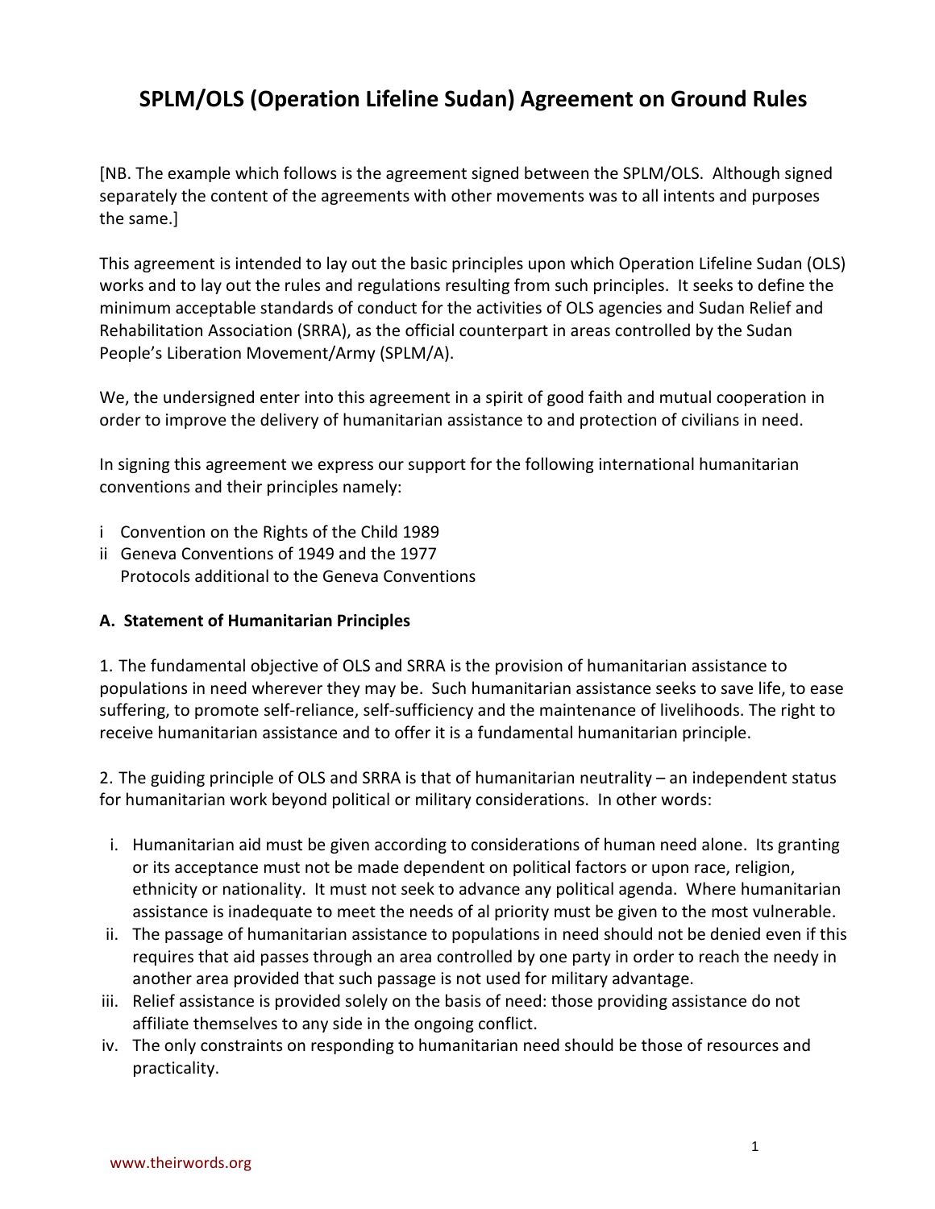# SPLM/OLS (Operation Lifeline Sudan) Agreement on Ground Rules

[NB. The example which follows is the agreement signed between the SPLM/OLS. Although signed separately the content of the agreements with other movements was to all intents and purposes the same.]

This agreement is intended to lay out the basic principles upon which Operation Lifeline Sudan (OLS) works and to lay out the rules and regulations resulting from such principles. It seeks to define the minimum acceptable standards of conduct for the activities of OLS agencies and Sudan Relief and Rehabilitation Association (SRRA), as the official counterpart in areas controlled by the Sudan People's Liberation Movement/Army (SPLM/A).

We, the undersigned enter into this agreement in a spirit of good faith and mutual cooperation in order to improve the delivery of humanitarian assistance to and protection of civilians in need.

In signing this agreement we express our support for the following international humanitarian conventions and their principles namely:

i Convention on the Rights of the Child 1989
ii Geneva Conventions of 1949 and the 1977 Protocols additional to the Geneva Conventions

### A. Statement of Humanitarian Principles

1. The fundamental objective of OLS and SRRA is the provision of humanitarian assistance to populations in need wherever they may be. Such humanitarian assistance seeks to save life, to ease suffering, to promote self-reliance, self-sufficiency and the maintenance of livelihoods. The right to receive humanitarian assistance and to offer it is a fundamental humanitarian principle.

2. The guiding principle of OLS and SRRA is that of humanitarian neutrality – an independent status for humanitarian work beyond political or military considerations. In other words:

i. Humanitarian aid must be given according to considerations of human need alone. Its granting or its acceptance must not be made dependent on political factors or upon race, religion, ethnicity or nationality. It must not seek to advance any political agenda. Where humanitarian assistance is inadequate to meet the needs of al priority must be given to the most vulnerable.
ii. The passage of humanitarian assistance to populations in need should not be denied even if this requires that aid passes through an area controlled by one party in order to reach the needy in another area provided that such passage is not used for military advantage.
iii. Relief assistance is provided solely on the basis of need: those providing assistance do not affiliate themselves to any side in the ongoing conflict.
iv. The only constraints on responding to humanitarian need should be those of resources and practicality.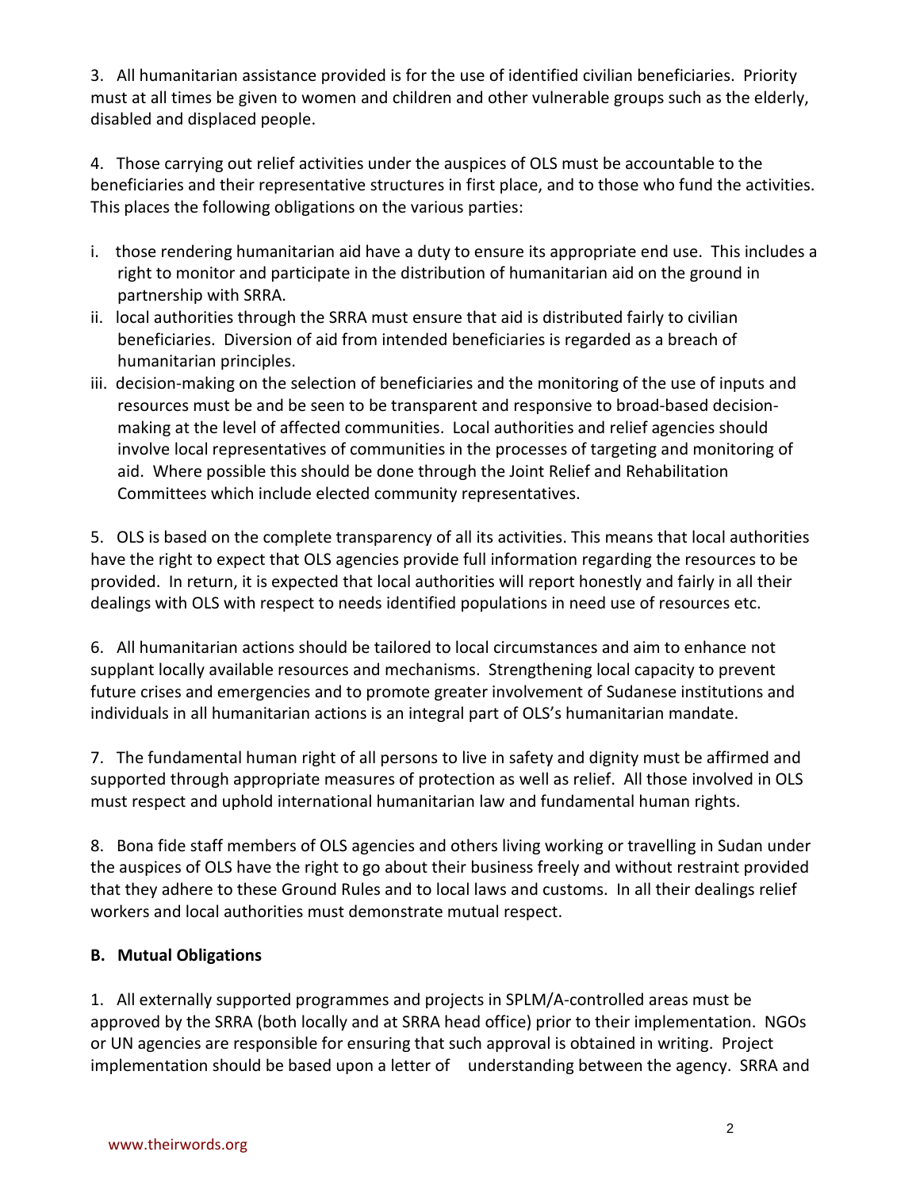3. All humanitarian assistance provided is for the use of identified civilian beneficiaries. Priority must at all times be given to women and children and other vulnerable groups such as the elderly, disabled and displaced people.

4. Those carrying out relief activities under the auspices of OLS must be accountable to the beneficiaries and their representative structures in first place, and to those who fund the activities. This places the following obligations on the various parties:

i. those rendering humanitarian aid have a duty to ensure its appropriate end use. This includes a right to monitor and participate in the distribution of humanitarian aid on the ground in partnership with SRRA.

ii. local authorities through the SRRA must ensure that aid is distributed fairly to civilian beneficiaries. Diversion of aid from intended beneficiaries is regarded as a breach of humanitarian principles.

iii. decision-making on the selection of beneficiaries and the monitoring of the use of inputs and resources must be and be seen to be transparent and responsive to broad-based decision-making at the level of affected communities. Local authorities and relief agencies should involve local representatives of communities in the processes of targeting and monitoring of aid. Where possible this should be done through the Joint Relief and Rehabilitation Committees which include elected community representatives.

5. OLS is based on the complete transparency of all its activities. This means that local authorities have the right to expect that OLS agencies provide full information regarding the resources to be provided. In return, it is expected that local authorities will report honestly and fairly in all their dealings with OLS with respect to needs identified populations in need use of resources etc.

6. All humanitarian actions should be tailored to local circumstances and aim to enhance not supplant locally available resources and mechanisms. Strengthening local capacity to prevent future crises and emergencies and to promote greater involvement of Sudanese institutions and individuals in all humanitarian actions is an integral part of OLS's humanitarian mandate.

7. The fundamental human right of all persons to live in safety and dignity must be affirmed and supported through appropriate measures of protection as well as relief. All those involved in OLS must respect and uphold international humanitarian law and fundamental human rights.

8. Bona fide staff members of OLS agencies and others living working or travelling in Sudan under the auspices of OLS have the right to go about their business freely and without restraint provided that they adhere to these Ground Rules and to local laws and customs. In all their dealings relief workers and local authorities must demonstrate mutual respect.

**B. Mutual Obligations**

1. All externally supported programmes and projects in SPLM/A-controlled areas must be approved by the SRRA (both locally and at SRRA head office) prior to their implementation. NGOs or UN agencies are responsible for ensuring that such approval is obtained in writing. Project implementation should be based upon a letter of understanding between the agency. SRRA and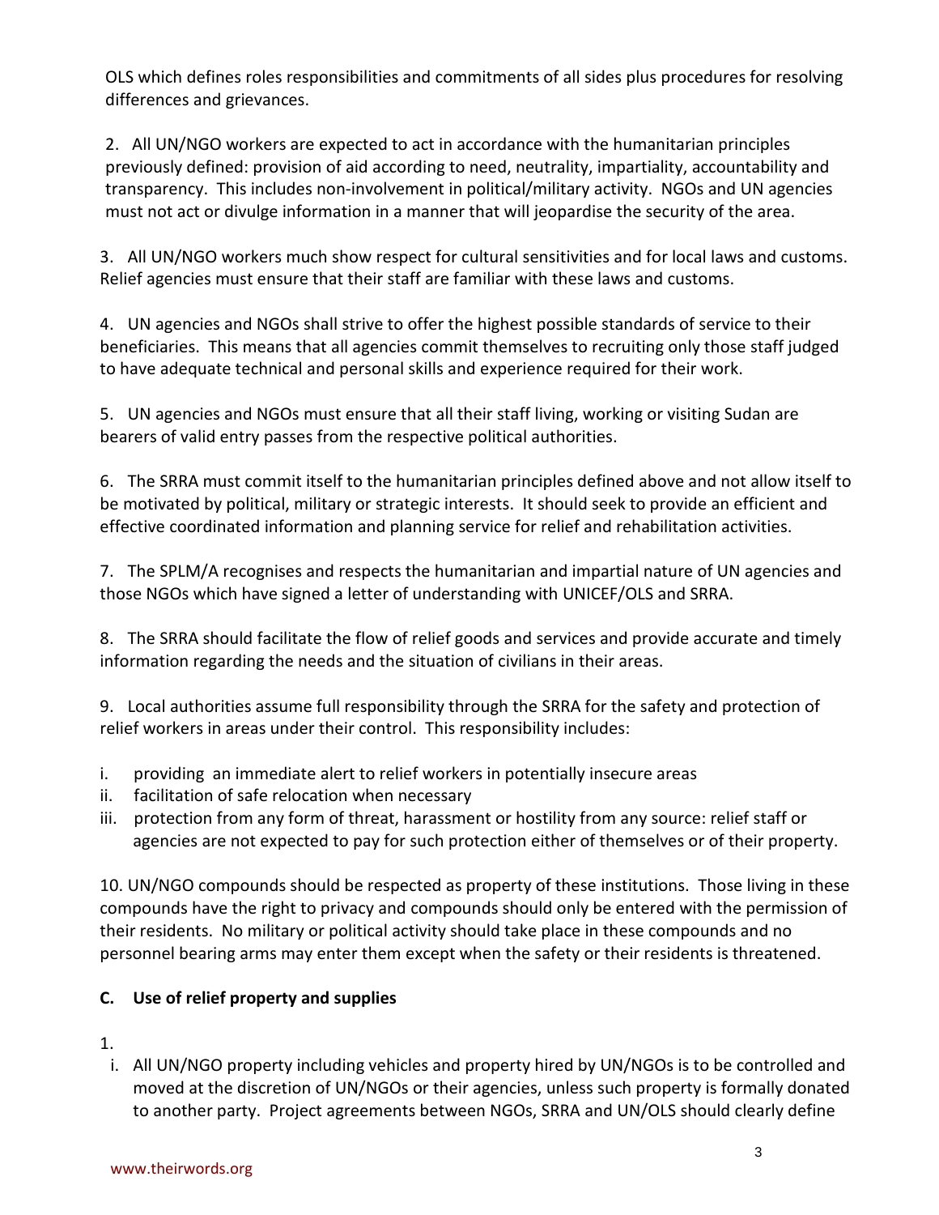OLS which defines roles responsibilities and commitments of all sides plus procedures for resolving differences and grievances.

2. All UN/NGO workers are expected to act in accordance with the humanitarian principles previously defined: provision of aid according to need, neutrality, impartiality, accountability and transparency. This includes non-involvement in political/military activity. NGOs and UN agencies must not act or divulge information in a manner that will jeopardise the security of the area.

3. All UN/NGO workers much show respect for cultural sensitivities and for local laws and customs. Relief agencies must ensure that their staff are familiar with these laws and customs.

4. UN agencies and NGOs shall strive to offer the highest possible standards of service to their beneficiaries. This means that all agencies commit themselves to recruiting only those staff judged to have adequate technical and personal skills and experience required for their work.

5. UN agencies and NGOs must ensure that all their staff living, working or visiting Sudan are bearers of valid entry passes from the respective political authorities.

6. The SRRA must commit itself to the humanitarian principles defined above and not allow itself to be motivated by political, military or strategic interests. It should seek to provide an efficient and effective coordinated information and planning service for relief and rehabilitation activities.

7. The SPLM/A recognises and respects the humanitarian and impartial nature of UN agencies and those NGOs which have signed a letter of understanding with UNICEF/OLS and SRRA.

8. The SRRA should facilitate the flow of relief goods and services and provide accurate and timely information regarding the needs and the situation of civilians in their areas.

9. Local authorities assume full responsibility through the SRRA for the safety and protection of relief workers in areas under their control. This responsibility includes:

i. providing an immediate alert to relief workers in potentially insecure areas
ii. facilitation of safe relocation when necessary
iii. protection from any form of threat, harassment or hostility from any source: relief staff or agencies are not expected to pay for such protection either of themselves or of their property.

10. UN/NGO compounds should be respected as property of these institutions. Those living in these compounds have the right to privacy and compounds should only be entered with the permission of their residents. No military or political activity should take place in these compounds and no personnel bearing arms may enter them except when the safety or their residents is threatened.

### C. Use of relief property and supplies

1.

i. All UN/NGO property including vehicles and property hired by UN/NGOs is to be controlled and moved at the discretion of UN/NGOs or their agencies, unless such property is formally donated to another party. Project agreements between NGOs, SRRA and UN/OLS should clearly define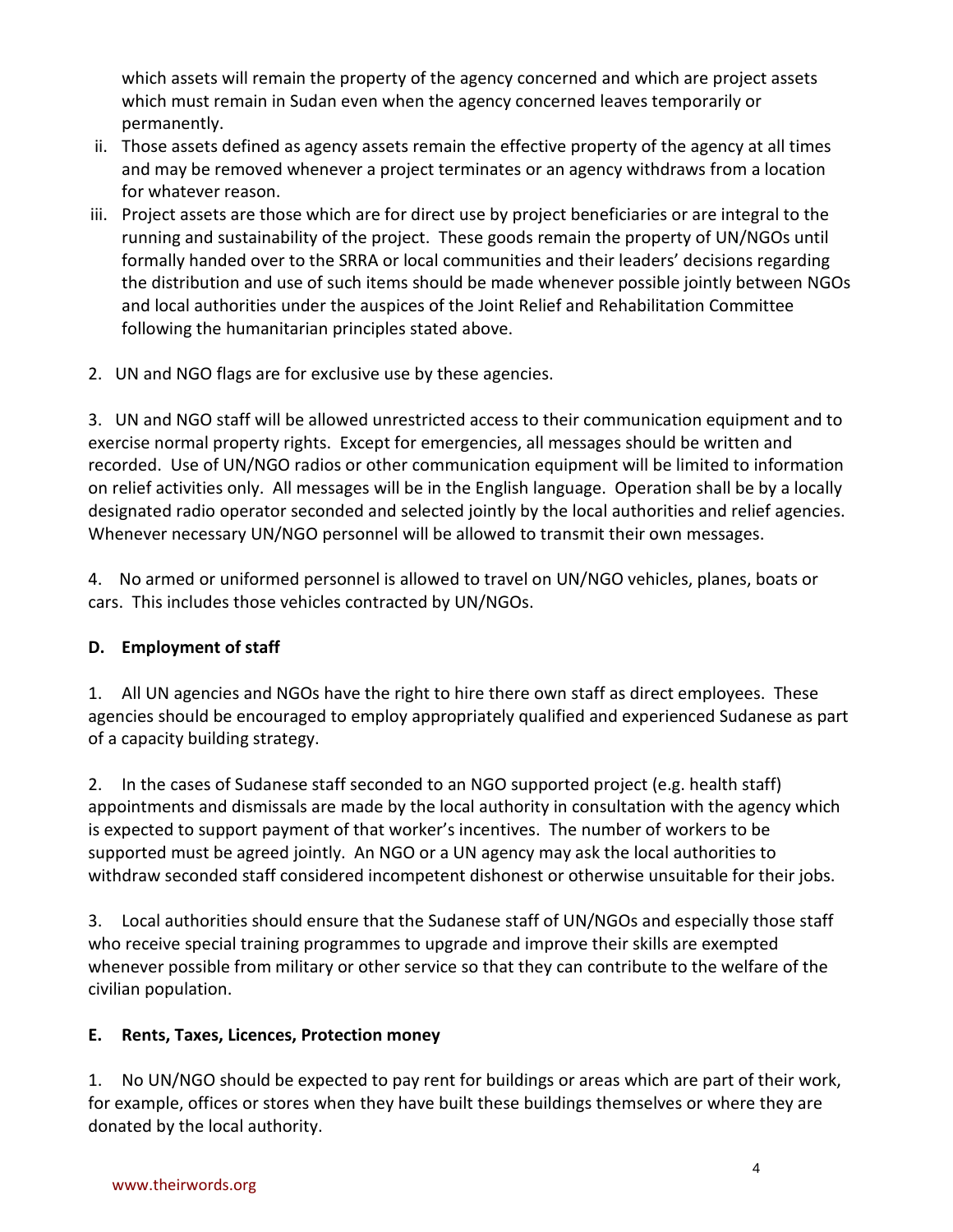which assets will remain the property of the agency concerned and which are project assets which must remain in Sudan even when the agency concerned leaves temporarily or permanently.

ii. Those assets defined as agency assets remain the effective property of the agency at all times and may be removed whenever a project terminates or an agency withdraws from a location for whatever reason.

iii. Project assets are those which are for direct use by project beneficiaries or are integral to the running and sustainability of the project. These goods remain the property of UN/NGOs until formally handed over to the SRRA or local communities and their leaders' decisions regarding the distribution and use of such items should be made whenever possible jointly between NGOs and local authorities under the auspices of the Joint Relief and Rehabilitation Committee following the humanitarian principles stated above.

2. UN and NGO flags are for exclusive use by these agencies.

3. UN and NGO staff will be allowed unrestricted access to their communication equipment and to exercise normal property rights. Except for emergencies, all messages should be written and recorded. Use of UN/NGO radios or other communication equipment will be limited to information on relief activities only. All messages will be in the English language. Operation shall be by a locally designated radio operator seconded and selected jointly by the local authorities and relief agencies. Whenever necessary UN/NGO personnel will be allowed to transmit their own messages.

4. No armed or uniformed personnel is allowed to travel on UN/NGO vehicles, planes, boats or cars. This includes those vehicles contracted by UN/NGOs.

**D. Employment of staff**

1. All UN agencies and NGOs have the right to hire there own staff as direct employees. These agencies should be encouraged to employ appropriately qualified and experienced Sudanese as part of a capacity building strategy.

2. In the cases of Sudanese staff seconded to an NGO supported project (e.g. health staff) appointments and dismissals are made by the local authority in consultation with the agency which is expected to support payment of that worker's incentives. The number of workers to be supported must be agreed jointly. An NGO or a UN agency may ask the local authorities to withdraw seconded staff considered incompetent dishonest or otherwise unsuitable for their jobs.

3. Local authorities should ensure that the Sudanese staff of UN/NGOs and especially those staff who receive special training programmes to upgrade and improve their skills are exempted whenever possible from military or other service so that they can contribute to the welfare of the civilian population.

**E. Rents, Taxes, Licences, Protection money**

1. No UN/NGO should be expected to pay rent for buildings or areas which are part of their work, for example, offices or stores when they have built these buildings themselves or where they are donated by the local authority.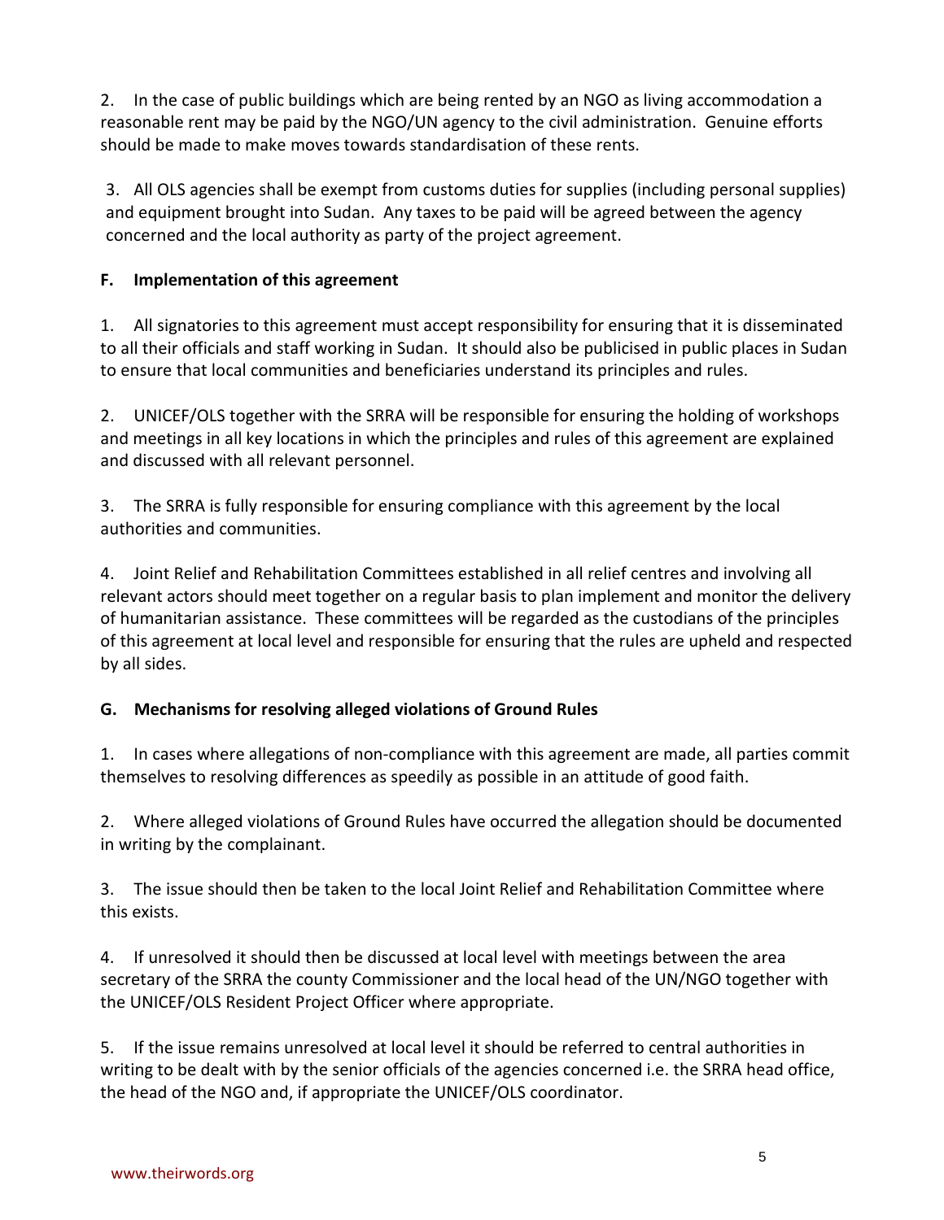2. In the case of public buildings which are being rented by an NGO as living accommodation a reasonable rent may be paid by the NGO/UN agency to the civil administration. Genuine efforts should be made to make moves towards standardisation of these rents.

3. All OLS agencies shall be exempt from customs duties for supplies (including personal supplies) and equipment brought into Sudan. Any taxes to be paid will be agreed between the agency concerned and the local authority as party of the project agreement.

**F. Implementation of this agreement**

1. All signatories to this agreement must accept responsibility for ensuring that it is disseminated to all their officials and staff working in Sudan. It should also be publicised in public places in Sudan to ensure that local communities and beneficiaries understand its principles and rules.

2. UNICEF/OLS together with the SRRA will be responsible for ensuring the holding of workshops and meetings in all key locations in which the principles and rules of this agreement are explained and discussed with all relevant personnel.

3. The SRRA is fully responsible for ensuring compliance with this agreement by the local authorities and communities.

4. Joint Relief and Rehabilitation Committees established in all relief centres and involving all relevant actors should meet together on a regular basis to plan implement and monitor the delivery of humanitarian assistance. These committees will be regarded as the custodians of the principles of this agreement at local level and responsible for ensuring that the rules are upheld and respected by all sides.

**G. Mechanisms for resolving alleged violations of Ground Rules**

1. In cases where allegations of non-compliance with this agreement are made, all parties commit themselves to resolving differences as speedily as possible in an attitude of good faith.

2. Where alleged violations of Ground Rules have occurred the allegation should be documented in writing by the complainant.

3. The issue should then be taken to the local Joint Relief and Rehabilitation Committee where this exists.

4. If unresolved it should then be discussed at local level with meetings between the area secretary of the SRRA the county Commissioner and the local head of the UN/NGO together with the UNICEF/OLS Resident Project Officer where appropriate.

5. If the issue remains unresolved at local level it should be referred to central authorities in writing to be dealt with by the senior officials of the agencies concerned i.e. the SRRA head office, the head of the NGO and, if appropriate the UNICEF/OLS coordinator.